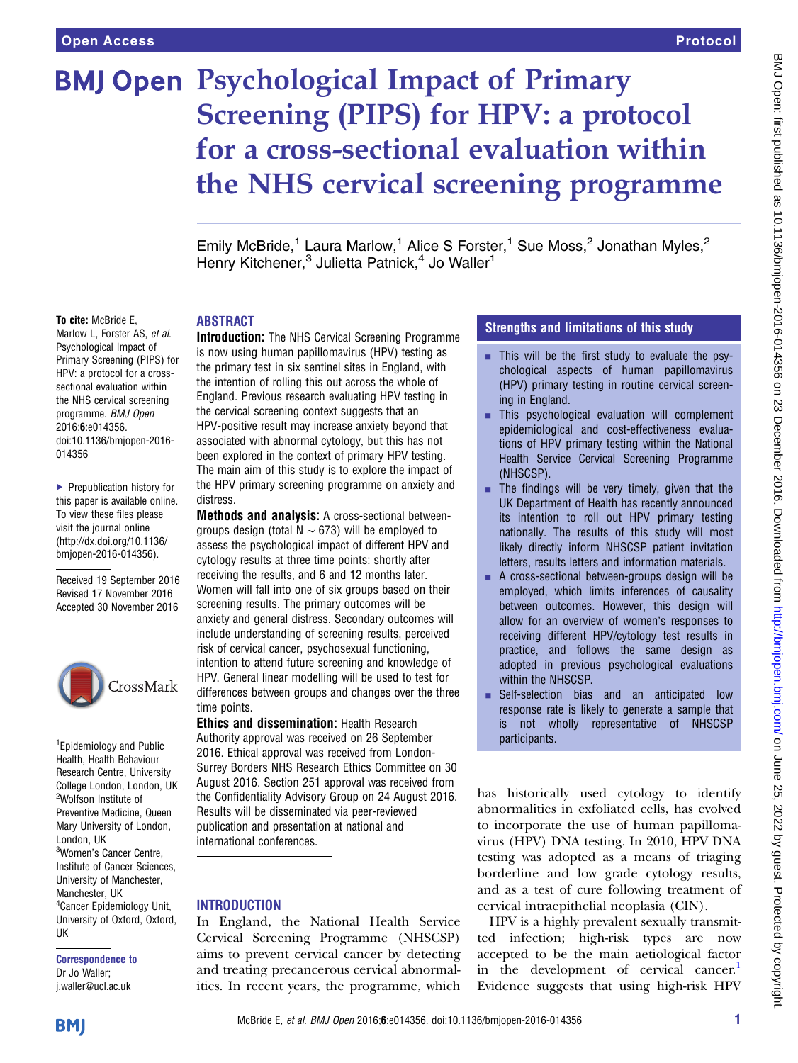Open Access

Protocol

# Psychological Impact of Primary Screening (PIPS) for HPV: a protocol for a cross-sectional evaluation within the NHS cervical screening programme

Emily McBride,[1] Laura Marlow,[1] Alice S Forster,[1] Sue Moss,[2] Jonathan Myles,[2] Henry Kitchener,[3] Julietta Patnick,[4] Jo Waller[1]

**To cite:** McBride E, Marlow L, Forster AS, *et al.* Psychological Impact of Primary Screening (PIPS) for HPV: a protocol for a cross-sectional evaluation within the NHS cervical screening programme. *BMJ Open* 2016;**6**:e014356. doi:10.1136/bmjopen-2016-014356

▸ Prepublication history for this paper is available online. To view these files please visit the journal online (http://dx.doi.org/10.1136/bmjopen-2016-014356).

Received 19 September 2016
Revised 17 November 2016
Accepted 30 November 2016

[1]Epidemiology and Public Health, Health Behaviour Research Centre, University College London, London, UK
[2]Wolfson Institute of Preventive Medicine, Queen Mary University of London, London, UK
[3]Women's Cancer Centre, Institute of Cancer Sciences, University of Manchester, Manchester, UK
[4]Cancer Epidemiology Unit, University of Oxford, Oxford, UK

**Correspondence to**
Dr Jo Waller;
j.waller@ucl.ac.uk

## ABSTRACT

**Introduction:** The NHS Cervical Screening Programme is now using human papillomavirus (HPV) testing as the primary test in six sentinel sites in England, with the intention of rolling this out across the whole of England. Previous research evaluating HPV testing in the cervical screening context suggests that an HPV-positive result may increase anxiety beyond that associated with abnormal cytology, but this has not been explored in the context of primary HPV testing. The main aim of this study is to explore the impact of the HPV primary screening programme on anxiety and distress.

**Methods and analysis:** A cross-sectional between-groups design (total N ∼ 673) will be employed to assess the psychological impact of different HPV and cytology results at three time points: shortly after receiving the results, and 6 and 12 months later. Women will fall into one of six groups based on their screening results. The primary outcomes will be anxiety and general distress. Secondary outcomes will include understanding of screening results, perceived risk of cervical cancer, psychosexual functioning, intention to attend future screening and knowledge of HPV. General linear modelling will be used to test for differences between groups and changes over the three time points.

**Ethics and dissemination:** Health Research Authority approval was received on 26 September 2016. Ethical approval was received from London-Surrey Borders NHS Research Ethics Committee on 30 August 2016. Section 251 approval was received from the Confidentiality Advisory Group on 24 August 2016. Results will be disseminated via peer-reviewed publication and presentation at national and international conferences.

## Strengths and limitations of this study

- This will be the first study to evaluate the psychological aspects of human papillomavirus (HPV) primary testing in routine cervical screening in England.
- This psychological evaluation will complement epidemiological and cost-effectiveness evaluations of HPV primary testing within the National Health Service Cervical Screening Programme (NHSCSP).
- The findings will be very timely, given that the UK Department of Health has recently announced its intention to roll out HPV primary testing nationally. The results of this study will most likely directly inform NHSCSP patient invitation letters, results letters and information materials.
- A cross-sectional between-groups design will be employed, which limits inferences of causality between outcomes. However, this design will allow for an overview of women's responses to receiving different HPV/cytology test results in practice, and follows the same design as adopted in previous psychological evaluations within the NHSCSP.
- Self-selection bias and an anticipated low response rate is likely to generate a sample that is not wholly representative of NHSCSP participants.

## INTRODUCTION

In England, the National Health Service Cervical Screening Programme (NHSCSP) aims to prevent cervical cancer by detecting and treating precancerous cervical abnormalities. In recent years, the programme, which has historically used cytology to identify abnormalities in exfoliated cells, has evolved to incorporate the use of human papillomavirus (HPV) DNA testing. In 2010, HPV DNA testing was adopted as a means of triaging borderline and low grade cytology results, and as a test of cure following treatment of cervical intraepithelial neoplasia (CIN).

HPV is a highly prevalent sexually transmitted infection; high-risk types are now accepted to be the main aetiological factor in the development of cervical cancer.[1] Evidence suggests that using high-risk HPV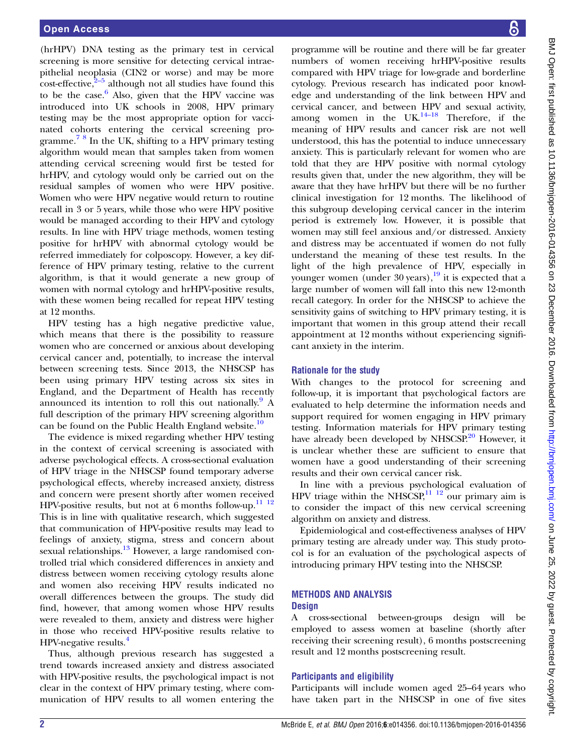(hrHPV) DNA testing as the primary test in cervical screening is more sensitive for detecting cervical intraepithelial neoplasia (CIN2 or worse) and may be more cost-effective,[2–5] although not all studies have found this to be the case.[6] Also, given that the HPV vaccine was introduced into UK schools in 2008, HPV primary testing may be the most appropriate option for vaccinated cohorts entering the cervical screening programme.[7 8] In the UK, shifting to a HPV primary testing algorithm would mean that samples taken from women attending cervical screening would first be tested for hrHPV, and cytology would only be carried out on the residual samples of women who were HPV positive. Women who were HPV negative would return to routine recall in 3 or 5 years, while those who were HPV positive would be managed according to their HPV and cytology results. In line with HPV triage methods, women testing positive for hrHPV with abnormal cytology would be referred immediately for colposcopy. However, a key difference of HPV primary testing, relative to the current algorithm, is that it would generate a new group of women with normal cytology and hrHPV-positive results, with these women being recalled for repeat HPV testing at 12 months.

HPV testing has a high negative predictive value, which means that there is the possibility to reassure women who are concerned or anxious about developing cervical cancer and, potentially, to increase the interval between screening tests. Since 2013, the NHSCSP has been using primary HPV testing across six sites in England, and the Department of Health has recently announced its intention to roll this out nationally.[9] A full description of the primary HPV screening algorithm can be found on the Public Health England website.[10]

The evidence is mixed regarding whether HPV testing in the context of cervical screening is associated with adverse psychological effects. A cross-sectional evaluation of HPV triage in the NHSCSP found temporary adverse psychological effects, whereby increased anxiety, distress and concern were present shortly after women received HPV-positive results, but not at 6 months follow-up.[11 12] This is in line with qualitative research, which suggested that communication of HPV-positive results may lead to feelings of anxiety, stigma, stress and concern about sexual relationships.[13] However, a large randomised controlled trial which considered differences in anxiety and distress between women receiving cytology results alone and women also receiving HPV results indicated no overall differences between the groups. The study did find, however, that among women whose HPV results were revealed to them, anxiety and distress were higher in those who received HPV-positive results relative to HPV-negative results.[4]

Thus, although previous research has suggested a trend towards increased anxiety and distress associated with HPV-positive results, the psychological impact is not clear in the context of HPV primary testing, where communication of HPV results to all women entering the programme will be routine and there will be far greater numbers of women receiving hrHPV-positive results compared with HPV triage for low-grade and borderline cytology. Previous research has indicated poor knowledge and understanding of the link between HPV and cervical cancer, and between HPV and sexual activity, among women in the UK.[14–18] Therefore, if the meaning of HPV results and cancer risk are not well understood, this has the potential to induce unnecessary anxiety. This is particularly relevant for women who are told that they are HPV positive with normal cytology results given that, under the new algorithm, they will be aware that they have hrHPV but there will be no further clinical investigation for 12 months. The likelihood of this subgroup developing cervical cancer in the interim period is extremely low. However, it is possible that women may still feel anxious and/or distressed. Anxiety and distress may be accentuated if women do not fully understand the meaning of these test results. In the light of the high prevalence of HPV, especially in younger women (under 30 years),[19] it is expected that a large number of women will fall into this new 12-month recall category. In order for the NHSCSP to achieve the sensitivity gains of switching to HPV primary testing, it is important that women in this group attend their recall appointment at 12 months without experiencing significant anxiety in the interim.

### Rationale for the study

With changes to the protocol for screening and follow-up, it is important that psychological factors are evaluated to help determine the information needs and support required for women engaging in HPV primary testing. Information materials for HPV primary testing have already been developed by NHSCSP.[20] However, it is unclear whether these are sufficient to ensure that women have a good understanding of their screening results and their own cervical cancer risk.

In line with a previous psychological evaluation of HPV triage within the NHSCSP,[11 12] our primary aim is to consider the impact of this new cervical screening algorithm on anxiety and distress.

Epidemiological and cost-effectiveness analyses of HPV primary testing are already under way. This study protocol is for an evaluation of the psychological aspects of introducing primary HPV testing into the NHSCSP.

## METHODS AND ANALYSIS

### Design

A cross-sectional between-groups design will be employed to assess women at baseline (shortly after receiving their screening result), 6 months postscreening result and 12 months postscreening result.

### Participants and eligibility

Participants will include women aged 25–64 years who have taken part in the NHSCSP in one of five sites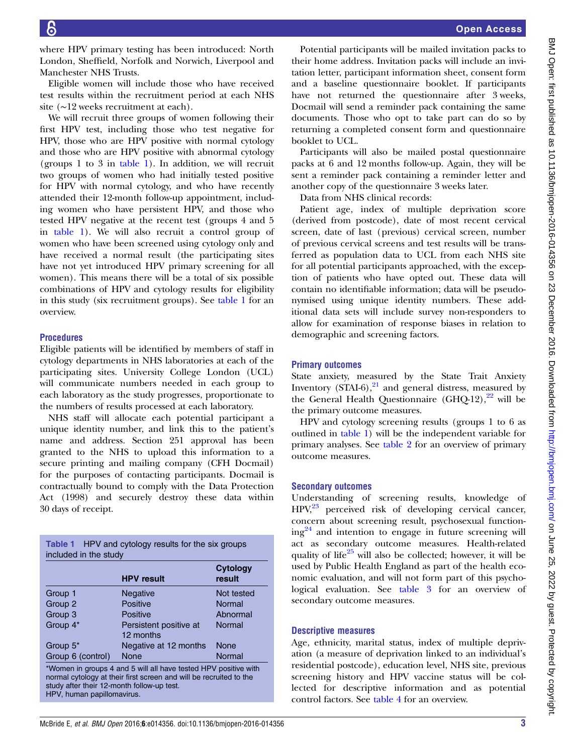where HPV primary testing has been introduced: North London, Sheffield, Norfolk and Norwich, Liverpool and Manchester NHS Trusts.

Eligible women will include those who have received test results within the recruitment period at each NHS site (~12 weeks recruitment at each).

We will recruit three groups of women following their first HPV test, including those who test negative for HPV, those who are HPV positive with normal cytology and those who are HPV positive with abnormal cytology (groups 1 to 3 in table 1). In addition, we will recruit two groups of women who had initially tested positive for HPV with normal cytology, and who have recently attended their 12-month follow-up appointment, including women who have persistent HPV, and those who tested HPV negative at the recent test (groups 4 and 5 in table 1). We will also recruit a control group of women who have been screened using cytology only and have received a normal result (the participating sites have not yet introduced HPV primary screening for all women). This means there will be a total of six possible combinations of HPV and cytology results for eligibility in this study (six recruitment groups). See table 1 for an overview.

## Procedures

Eligible patients will be identified by members of staff in cytology departments in NHS laboratories at each of the participating sites. University College London (UCL) will communicate numbers needed in each group to each laboratory as the study progresses, proportionate to the numbers of results processed at each laboratory.

NHS staff will allocate each potential participant a unique identity number, and link this to the patient's name and address. Section 251 approval has been granted to the NHS to upload this information to a secure printing and mailing company (CFH Docmail) for the purposes of contacting participants. Docmail is contractually bound to comply with the Data Protection Act (1998) and securely destroy these data within 30 days of receipt.

Table 1 HPV and cytology results for the six groups included in the study

| | HPV result | Cytology result |
|---|---|---|
| Group 1 | Negative | Not tested |
| Group 2 | Positive | Normal |
| Group 3 | Positive | Abnormal |
| Group 4* | Persistent positive at 12 months | Normal |
| Group 5* | Negative at 12 months | None |
| Group 6 (control) | None | Normal |

*Women in groups 4 and 5 will all have tested HPV positive with normal cytology at their first screen and will be recruited to the study after their 12-month follow-up test.
HPV, human papillomavirus.

Potential participants will be mailed invitation packs to their home address. Invitation packs will include an invitation letter, participant information sheet, consent form and a baseline questionnaire booklet. If participants have not returned the questionnaire after 3 weeks, Docmail will send a reminder pack containing the same documents. Those who opt to take part can do so by returning a completed consent form and questionnaire booklet to UCL.

Participants will also be mailed postal questionnaire packs at 6 and 12 months follow-up. Again, they will be sent a reminder pack containing a reminder letter and another copy of the questionnaire 3 weeks later.

Data from NHS clinical records:

Patient age, index of multiple deprivation score (derived from postcode), date of most recent cervical screen, date of last (previous) cervical screen, number of previous cervical screens and test results will be transferred as population data to UCL from each NHS site for all potential participants approached, with the exception of patients who have opted out. These data will contain no identifiable information; data will be pseudonymised using unique identity numbers. These additional data sets will include survey non-responders to allow for examination of response biases in relation to demographic and screening factors.

## Primary outcomes

State anxiety, measured by the State Trait Anxiety Inventory (STAI-6),[21] and general distress, measured by the General Health Questionnaire (GHQ-12),[22] will be the primary outcome measures.

HPV and cytology screening results (groups 1 to 6 as outlined in table 1) will be the independent variable for primary analyses. See table 2 for an overview of primary outcome measures.

## Secondary outcomes

Understanding of screening results, knowledge of HPV,[23] perceived risk of developing cervical cancer, concern about screening result, psychosexual functioning[24] and intention to engage in future screening will act as secondary outcome measures. Health-related quality of life[25] will also be collected; however, it will be used by Public Health England as part of the health economic evaluation, and will not form part of this psychological evaluation. See table 3 for an overview of secondary outcome measures.

## Descriptive measures

Age, ethnicity, marital status, index of multiple deprivation (a measure of deprivation linked to an individual's residential postcode), education level, NHS site, previous screening history and HPV vaccine status will be collected for descriptive information and as potential control factors. See table 4 for an overview.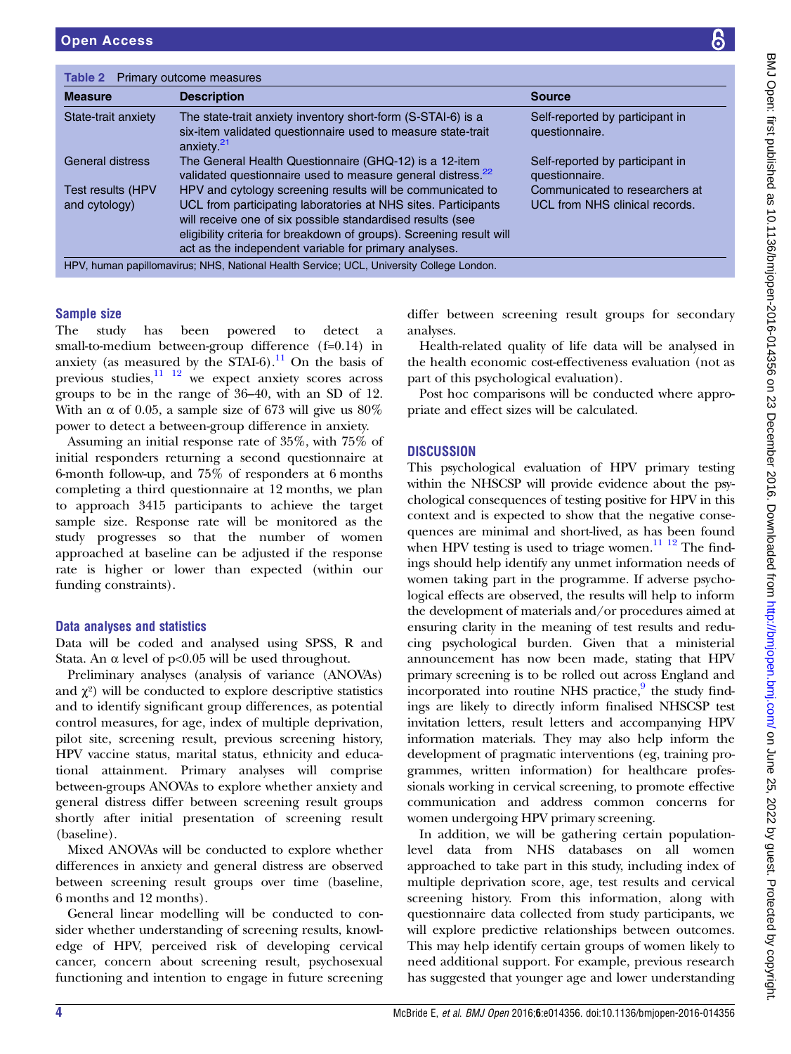**Table 2** Primary outcome measures

| Measure | Description | Source |
|---|---|---|
| State-trait anxiety | The state-trait anxiety inventory short-form (S-STAI-6) is a six-item validated questionnaire used to measure state-trait anxiety.[21] | Self-reported by participant in questionnaire. |
| General distress | The General Health Questionnaire (GHQ-12) is a 12-item validated questionnaire used to measure general distress.[22] | Self-reported by participant in questionnaire. |
| Test results (HPV and cytology) | HPV and cytology screening results will be communicated to UCL from participating laboratories at NHS sites. Participants will receive one of six possible standardised results (see eligibility criteria for breakdown of groups). Screening result will act as the independent variable for primary analyses. | Communicated to researchers at UCL from NHS clinical records. |

HPV, human papillomavirus; NHS, National Health Service; UCL, University College London.

### Sample size

The study has been powered to detect a small-to-medium between-group difference (f=0.14) in anxiety (as measured by the STAI-6).[11] On the basis of previous studies,[11 12] we expect anxiety scores across groups to be in the range of 36–40, with an SD of 12. With an α of 0.05, a sample size of 673 will give us 80% power to detect a between-group difference in anxiety.

Assuming an initial response rate of 35%, with 75% of initial responders returning a second questionnaire at 6-month follow-up, and 75% of responders at 6 months completing a third questionnaire at 12 months, we plan to approach 3415 participants to achieve the target sample size. Response rate will be monitored as the study progresses so that the number of women approached at baseline can be adjusted if the response rate is higher or lower than expected (within our funding constraints).

### Data analyses and statistics

Data will be coded and analysed using SPSS, R and Stata. An α level of $p<0.05$ will be used throughout.

Preliminary analyses (analysis of variance (ANOVAs) and $\chi^2$) will be conducted to explore descriptive statistics and to identify significant group differences, as potential control measures, for age, index of multiple deprivation, pilot site, screening result, previous screening history, HPV vaccine status, marital status, ethnicity and educational attainment. Primary analyses will comprise between-groups ANOVAs to explore whether anxiety and general distress differ between screening result groups shortly after initial presentation of screening result (baseline).

Mixed ANOVAs will be conducted to explore whether differences in anxiety and general distress are observed between screening result groups over time (baseline, 6 months and 12 months).

General linear modelling will be conducted to consider whether understanding of screening results, knowledge of HPV, perceived risk of developing cervical cancer, concern about screening result, psychosexual functioning and intention to engage in future screening differ between screening result groups for secondary analyses.

Health-related quality of life data will be analysed in the health economic cost-effectiveness evaluation (not as part of this psychological evaluation).

Post hoc comparisons will be conducted where appropriate and effect sizes will be calculated.

## DISCUSSION

This psychological evaluation of HPV primary testing within the NHSCSP will provide evidence about the psychological consequences of testing positive for HPV in this context and is expected to show that the negative consequences are minimal and short-lived, as has been found when HPV testing is used to triage women.[11 12] The findings should help identify any unmet information needs of women taking part in the programme. If adverse psychological effects are observed, the results will help to inform the development of materials and/or procedures aimed at ensuring clarity in the meaning of test results and reducing psychological burden. Given that a ministerial announcement has now been made, stating that HPV primary screening is to be rolled out across England and incorporated into routine NHS practice,[9] the study findings are likely to directly inform finalised NHSCSP test invitation letters, result letters and accompanying HPV information materials. They may also help inform the development of pragmatic interventions (eg, training programmes, written information) for healthcare professionals working in cervical screening, to promote effective communication and address common concerns for women undergoing HPV primary screening.

In addition, we will be gathering certain population-level data from NHS databases on all women approached to take part in this study, including index of multiple deprivation score, age, test results and cervical screening history. From this information, along with questionnaire data collected from study participants, we will explore predictive relationships between outcomes. This may help identify certain groups of women likely to need additional support. For example, previous research has suggested that younger age and lower understanding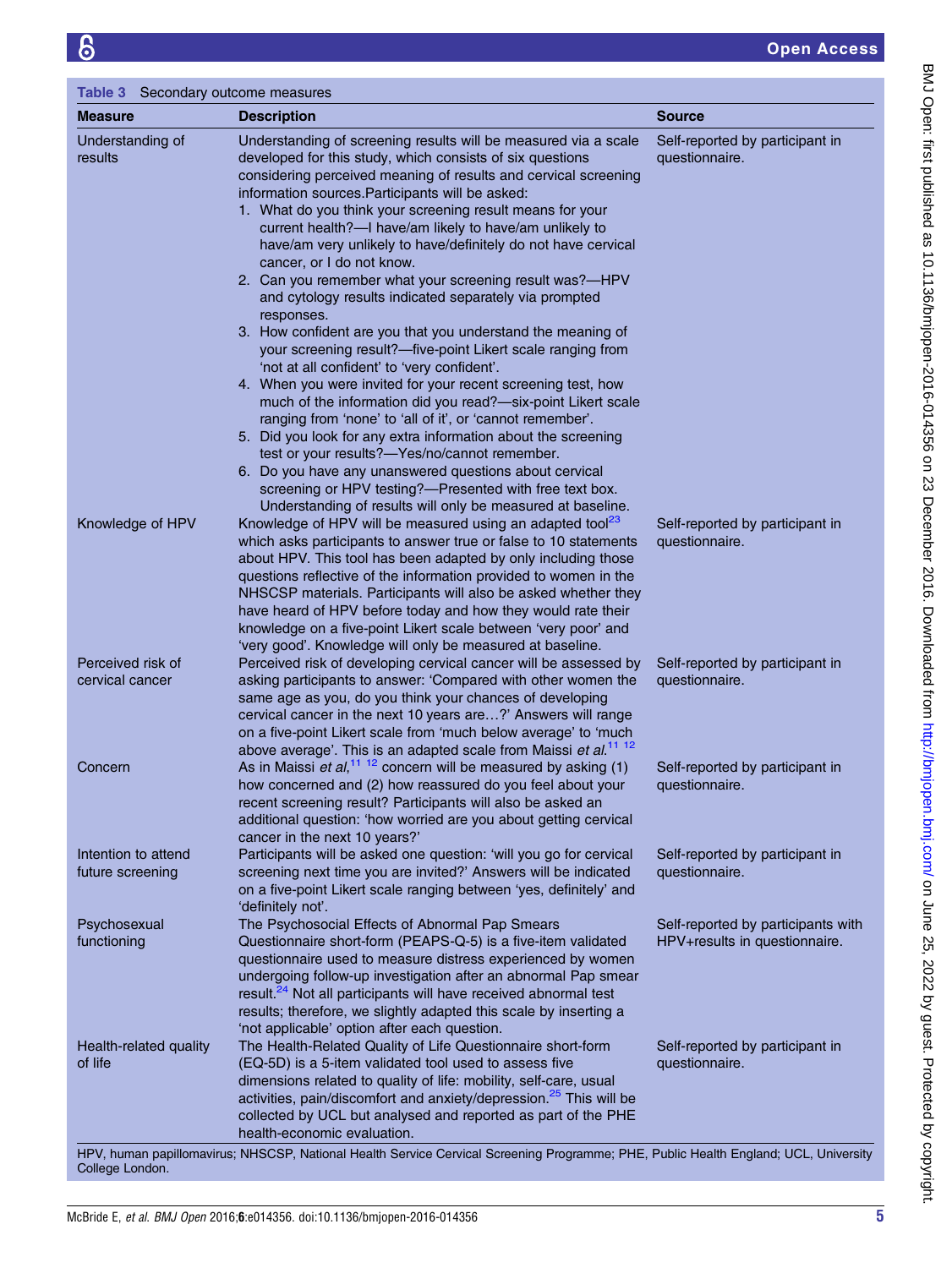**Table 3** Secondary outcome measures

| Measure | Description | Source |
|---|---|---|
| Understanding of results | Understanding of screening results will be measured via a scale developed for this study, which consists of six questions considering perceived meaning of results and cervical screening information sources.Participants will be asked: 1. What do you think your screening result means for your current health?—I have/am likely to have/am unlikely to have/am very unlikely to have/definitely do not have cervical cancer, or I do not know. 2. Can you remember what your screening result was?—HPV and cytology results indicated separately via prompted responses. 3. How confident are you that you understand the meaning of your screening result?—five-point Likert scale ranging from 'not at all confident' to 'very confident'. 4. When you were invited for your recent screening test, how much of the information did you read?—six-point Likert scale ranging from 'none' to 'all of it', or 'cannot remember'. 5. Did you look for any extra information about the screening test or your results?—Yes/no/cannot remember. 6. Do you have any unanswered questions about cervical screening or HPV testing?—Presented with free text box. Understanding of results will only be measured at baseline. | Self-reported by participant in questionnaire. |
| Knowledge of HPV | Knowledge of HPV will be measured using an adapted tool[23] which asks participants to answer true or false to 10 statements about HPV. This tool has been adapted by only including those questions reflective of the information provided to women in the NHSCSP materials. Participants will also be asked whether they have heard of HPV before today and how they would rate their knowledge on a five-point Likert scale between 'very poor' and 'very good'. Knowledge will only be measured at baseline. | Self-reported by participant in questionnaire. |
| Perceived risk of cervical cancer | Perceived risk of developing cervical cancer will be assessed by asking participants to answer: 'Compared with other women the same age as you, do you think your chances of developing cervical cancer in the next 10 years are…?' Answers will range on a five-point Likert scale from 'much below average' to 'much above average'. This is an adapted scale from Maissi *et al*.[11 12] | Self-reported by participant in questionnaire. |
| Concern | As in Maissi *et al*,[11 12] concern will be measured by asking (1) how concerned and (2) how reassured do you feel about your recent screening result? Participants will also be asked an additional question: 'how worried are you about getting cervical cancer in the next 10 years?' | Self-reported by participant in questionnaire. |
| Intention to attend future screening | Participants will be asked one question: 'will you go for cervical screening next time you are invited?' Answers will be indicated on a five-point Likert scale ranging between 'yes, definitely' and 'definitely not'. | Self-reported by participant in questionnaire. |
| Psychosexual functioning | The Psychosocial Effects of Abnormal Pap Smears Questionnaire short-form (PEAPS-Q-5) is a five-item validated questionnaire used to measure distress experienced by women undergoing follow-up investigation after an abnormal Pap smear result.[24] Not all participants will have received abnormal test results; therefore, we slightly adapted this scale by inserting a 'not applicable' option after each question. | Self-reported by participants with HPV+results in questionnaire. |
| Health-related quality of life | The Health-Related Quality of Life Questionnaire short-form (EQ-5D) is a 5-item validated tool used to assess five dimensions related to quality of life: mobility, self-care, usual activities, pain/discomfort and anxiety/depression.[25] This will be collected by UCL but analysed and reported as part of the PHE health-economic evaluation. | Self-reported by participant in questionnaire. |

HPV, human papillomavirus; NHSCSP, National Health Service Cervical Screening Programme; PHE, Public Health England; UCL, University College London.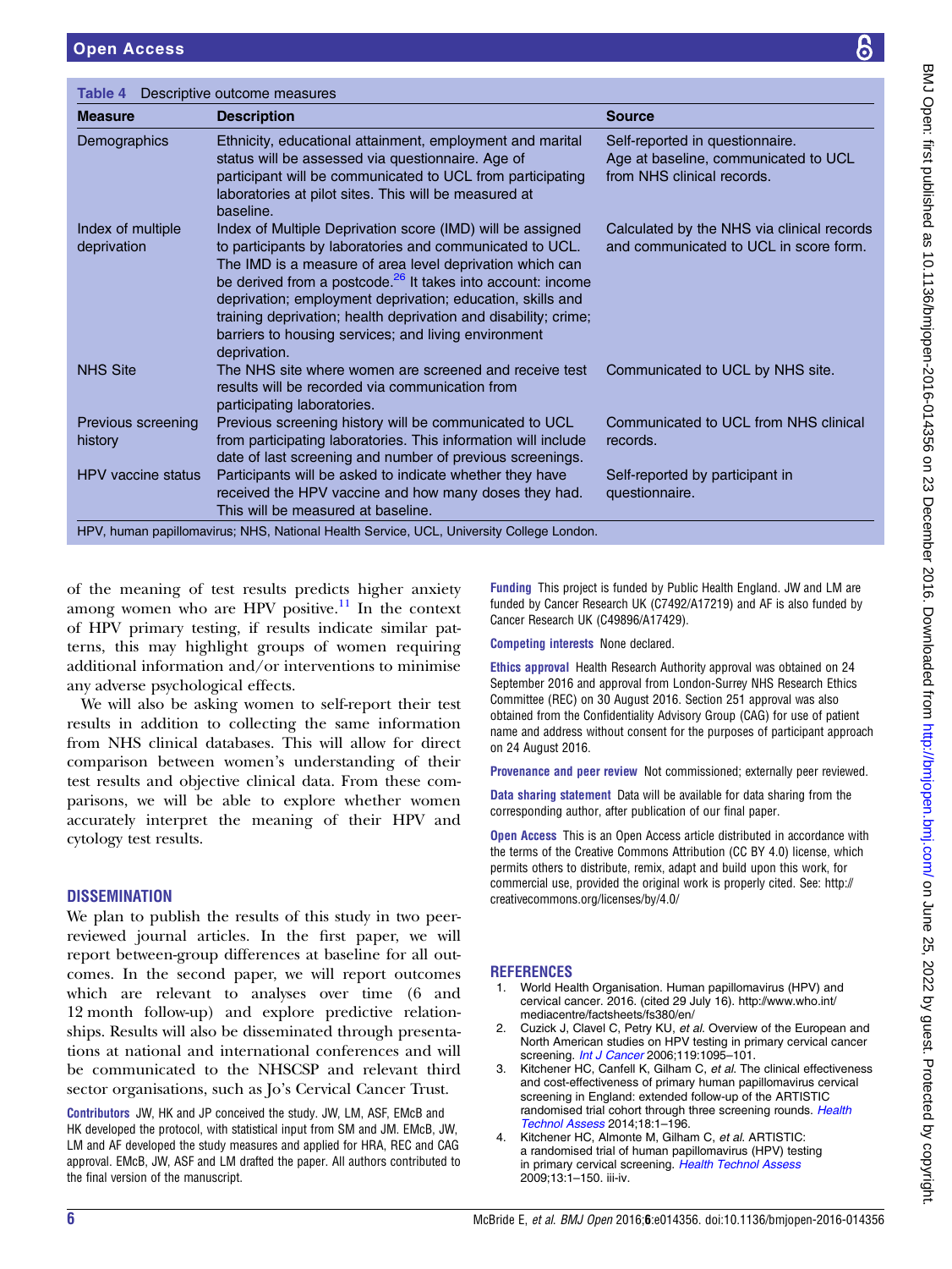**Table 4** Descriptive outcome measures

| Measure | Description | Source |
|---|---|---|
| Demographics | Ethnicity, educational attainment, employment and marital status will be assessed via questionnaire. Age of participant will be communicated to UCL from participating laboratories at pilot sites. This will be measured at baseline. | Self-reported in questionnaire. Age at baseline, communicated to UCL from NHS clinical records. |
| Index of multiple deprivation | Index of Multiple Deprivation score (IMD) will be assigned to participants by laboratories and communicated to UCL. The IMD is a measure of area level deprivation which can be derived from a postcode.[26] It takes into account: income deprivation; employment deprivation; education, skills and training deprivation; health deprivation and disability; crime; barriers to housing services; and living environment deprivation. | Calculated by the NHS via clinical records and communicated to UCL in score form. |
| NHS Site | The NHS site where women are screened and receive test results will be recorded via communication from participating laboratories. | Communicated to UCL by NHS site. |
| Previous screening history | Previous screening history will be communicated to UCL from participating laboratories. This information will include date of last screening and number of previous screenings. | Communicated to UCL from NHS clinical records. |
| HPV vaccine status | Participants will be asked to indicate whether they have received the HPV vaccine and how many doses they had. This will be measured at baseline. | Self-reported by participant in questionnaire. |

HPV, human papillomavirus; NHS, National Health Service, UCL, University College London.

of the meaning of test results predicts higher anxiety among women who are HPV positive.[11] In the context of HPV primary testing, if results indicate similar patterns, this may highlight groups of women requiring additional information and/or interventions to minimise any adverse psychological effects.

We will also be asking women to self-report their test results in addition to collecting the same information from NHS clinical databases. This will allow for direct comparison between women's understanding of their test results and objective clinical data. From these comparisons, we will be able to explore whether women accurately interpret the meaning of their HPV and cytology test results.

## DISSEMINATION

We plan to publish the results of this study in two peer-reviewed journal articles. In the first paper, we will report between-group differences at baseline for all outcomes. In the second paper, we will report outcomes which are relevant to analyses over time (6 and 12 month follow-up) and explore predictive relationships. Results will also be disseminated through presentations at national and international conferences and will be communicated to the NHSCSP and relevant third sector organisations, such as Jo's Cervical Cancer Trust.

**Contributors** JW, HK and JP conceived the study. JW, LM, ASF, EMcB and HK developed the protocol, with statistical input from SM and JM. EMcB, JW, LM and AF developed the study measures and applied for HRA, REC and CAG approval. EMcB, JW, ASF and LM drafted the paper. All authors contributed to the final version of the manuscript.

**Funding** This project is funded by Public Health England. JW and LM are funded by Cancer Research UK (C7492/A17219) and AF is also funded by Cancer Research UK (C49896/A17429).

**Competing interests** None declared.

**Ethics approval** Health Research Authority approval was obtained on 24 September 2016 and approval from London-Surrey NHS Research Ethics Committee (REC) on 30 August 2016. Section 251 approval was also obtained from the Confidentiality Advisory Group (CAG) for use of patient name and address without consent for the purposes of participant approach on 24 August 2016.

**Provenance and peer review** Not commissioned; externally peer reviewed.

**Data sharing statement** Data will be available for data sharing from the corresponding author, after publication of our final paper.

**Open Access** This is an Open Access article distributed in accordance with the terms of the Creative Commons Attribution (CC BY 4.0) license, which permits others to distribute, remix, adapt and build upon this work, for commercial use, provided the original work is properly cited. See: http://creativecommons.org/licenses/by/4.0/

## REFERENCES

1. World Health Organisation. Human papillomavirus (HPV) and cervical cancer. 2016. (cited 29 July 16). http://www.who.int/mediacentre/factsheets/fs380/en/
2. Cuzick J, Clavel C, Petry KU, *et al*. Overview of the European and North American studies on HPV testing in primary cervical cancer screening. *Int J Cancer* 2006;119:1095–101.
3. Kitchener HC, Canfell K, Gilham C, *et al*. The clinical effectiveness and cost-effectiveness of primary human papillomavirus cervical screening in England: extended follow-up of the ARTISTIC randomised trial cohort through three screening rounds. *Health Technol Assess* 2014;18:1–196.
4. Kitchener HC, Almonte M, Gilham C, *et al*. ARTISTIC: a randomised trial of human papillomavirus (HPV) testing in primary cervical screening. *Health Technol Assess* 2009;13:1–150. iii-iv.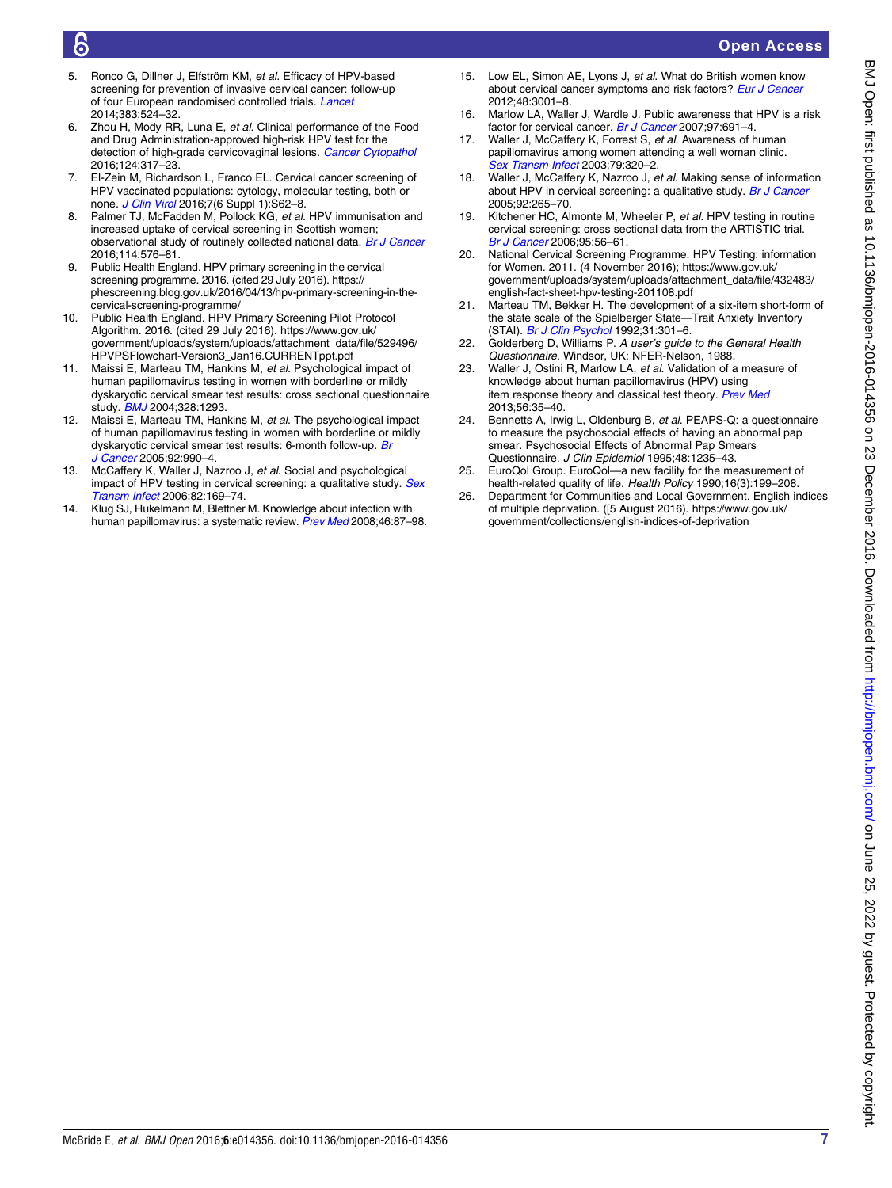5. Ronco G, Dillner J, Elfström KM, *et al*. Efficacy of HPV-based screening for prevention of invasive cervical cancer: follow-up of four European randomised controlled trials. *Lancet* 2014;383:524–32.
6. Zhou H, Mody RR, Luna E, *et al*. Clinical performance of the Food and Drug Administration-approved high-risk HPV test for the detection of high-grade cervicovaginal lesions. *Cancer Cytopathol* 2016;124:317–23.
7. El-Zein M, Richardson L, Franco EL. Cervical cancer screening of HPV vaccinated populations: cytology, molecular testing, both or none. *J Clin Virol* 2016;7(6 Suppl 1):S62–8.
8. Palmer TJ, McFadden M, Pollock KG, *et al*. HPV immunisation and increased uptake of cervical screening in Scottish women; observational study of routinely collected national data. *Br J Cancer* 2016;114:576–81.
9. Public Health England. HPV primary screening in the cervical screening programme. 2016. (cited 29 July 2016). https://phescreening.blog.gov.uk/2016/04/13/hpv-primary-screening-in-the-cervical-screening-programme/
10. Public Health England. HPV Primary Screening Pilot Protocol Algorithm. 2016. (cited 29 July 2016). https://www.gov.uk/government/uploads/system/uploads/attachment_data/file/529496/HPVPSFlowchart-Version3_Jan16.CURRENTppt.pdf
11. Maissi E, Marteau TM, Hankins M, *et al*. Psychological impact of human papillomavirus testing in women with borderline or mildly dyskaryotic cervical smear test results: cross sectional questionnaire study. *BMJ* 2004;328:1293.
12. Maissi E, Marteau TM, Hankins M, *et al*. The psychological impact of human papillomavirus testing in women with borderline or mildly dyskaryotic cervical smear test results: 6-month follow-up. *Br J Cancer* 2005;92:990–4.
13. McCaffery K, Waller J, Nazroo J, *et al*. Social and psychological impact of HPV testing in cervical screening: a qualitative study. *Sex Transm Infect* 2006;82:169–74.
14. Klug SJ, Hukelmann M, Blettner M. Knowledge about infection with human papillomavirus: a systematic review. *Prev Med* 2008;46:87–98.
15. Low EL, Simon AE, Lyons J, *et al*. What do British women know about cervical cancer symptoms and risk factors? *Eur J Cancer* 2012;48:3001–8.
16. Marlow LA, Waller J, Wardle J. Public awareness that HPV is a risk factor for cervical cancer. *Br J Cancer* 2007;97:691–4.
17. Waller J, McCaffery K, Forrest S, *et al*. Awareness of human papillomavirus among women attending a well woman clinic. *Sex Transm Infect* 2003;79:320–2.
18. Waller J, McCaffery K, Nazroo J, *et al*. Making sense of information about HPV in cervical screening: a qualitative study. *Br J Cancer* 2005;92:265–70.
19. Kitchener HC, Almonte M, Wheeler P, *et al*. HPV testing in routine cervical screening: cross sectional data from the ARTISTIC trial. *Br J Cancer* 2006;95:56–61.
20. National Cervical Screening Programme. HPV Testing: information for Women. 2011. (4 November 2016); https://www.gov.uk/government/uploads/system/uploads/attachment_data/file/432483/english-fact-sheet-hpv-testing-201108.pdf
21. Marteau TM, Bekker H. The development of a six-item short-form of the state scale of the Spielberger State—Trait Anxiety Inventory (STAI). *Br J Clin Psychol* 1992;31:301–6.
22. Golderberg D, Williams P. *A user's guide to the General Health Questionnaire*. Windsor, UK: NFER-Nelson, 1988.
23. Waller J, Ostini R, Marlow LA, *et al*. Validation of a measure of knowledge about human papillomavirus (HPV) using item response theory and classical test theory. *Prev Med* 2013;56:35–40.
24. Bennetts A, Irwig L, Oldenburg B, *et al*. PEAPS-Q: a questionnaire to measure the psychosocial effects of having an abnormal pap smear. Psychosocial Effects of Abnormal Pap Smears Questionnaire. *J Clin Epidemiol* 1995;48:1235–43.
25. EuroQol Group. EuroQol—a new facility for the measurement of health-related quality of life. *Health Policy* 1990;16(3):199–208.
26. Department for Communities and Local Government. English indices of multiple deprivation. ([5 August 2016). https://www.gov.uk/government/collections/english-indices-of-deprivation